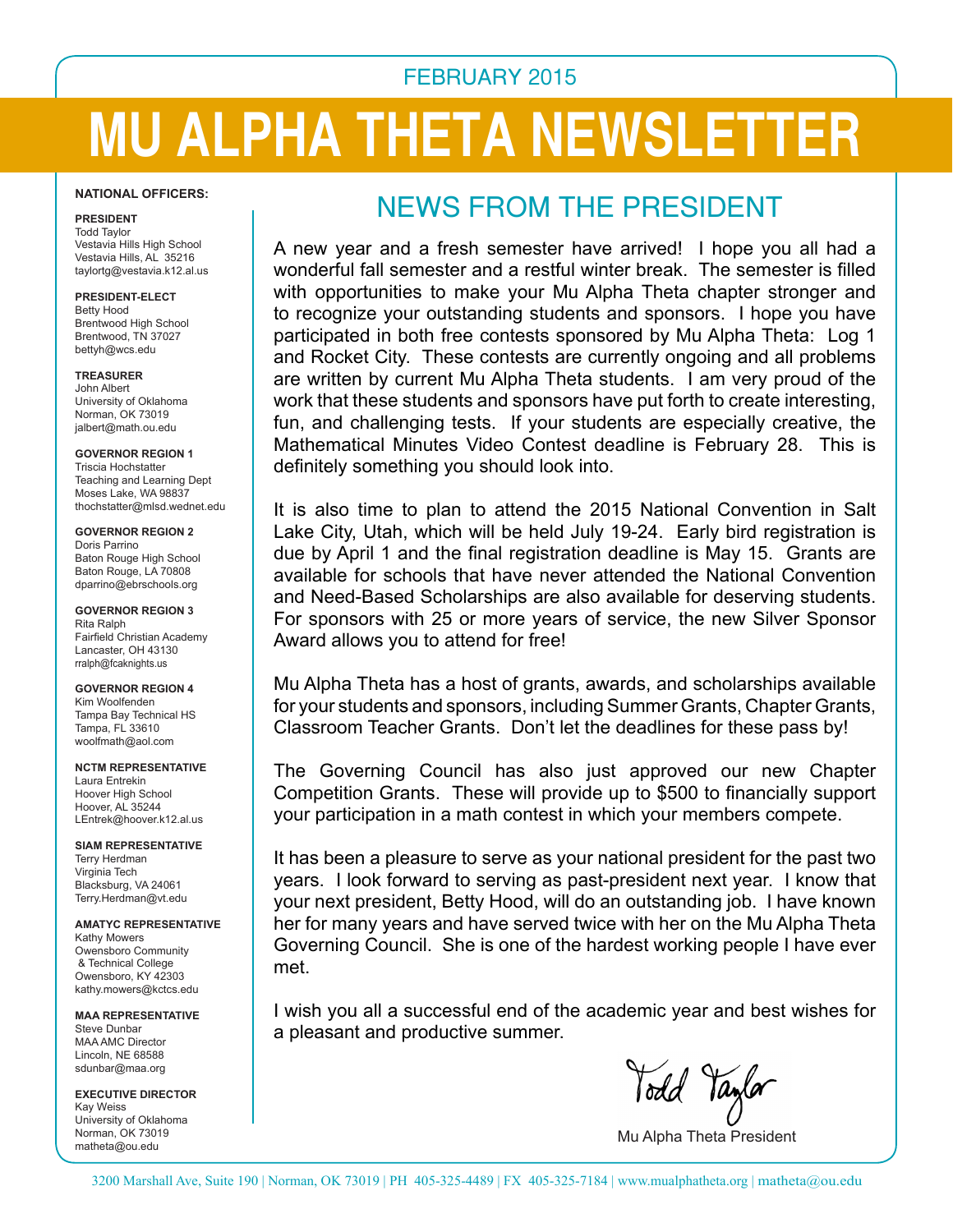FEBRUARY 2015

# MU ALPHA THETA NEWSLETTER

## NEWS FROM THE PRESIDENT

A new year and a fresh semester have arrived! I hope you all had a wonderful fall semester and a restful winter break. The semester is filled with opportunities to make your Mu Alpha Theta chapter stronger and to recognize your outstanding students and sponsors. I hope you have participated in both free contests sponsored by Mu Alpha Theta: Log 1 and Rocket City. These contests are currently ongoing and all problems are written by current Mu Alpha Theta students. I am very proud of the work that these students and sponsors have put forth to create interesting, fun, and challenging tests. If your students are especially creative, the Mathematical Minutes Video Contest deadline is February 28. This is definitely something you should look into.

It is also time to plan to attend the 2015 National Convention in Salt Lake City, Utah, which will be held July 19-24. Early bird registration is due by April 1 and the final registration deadline is May 15. Grants are available for schools that have never attended the National Convention and Need-Based Scholarships are also available for deserving students. For sponsors with 25 or more years of service, the new Silver Sponsor Award allows you to attend for free!

Mu Alpha Theta has a host of grants, awards, and scholarships available for your students and sponsors, including Summer Grants, Chapter Grants, Classroom Teacher Grants. Don't let the deadlines for these pass by!

The Governing Council has also just approved our new Chapter Competition Grants. These will provide up to $500 to financially support your participation in a math contest in which your members compete.

It has been a pleasure to serve as your national president for the past two years. I look forward to serving as past-president next year. I know that your next president, Betty Hood, will do an outstanding job. I have known her for many years and have served twice with her on the Mu Alpha Theta Governing Council. She is one of the hardest working people I have ever met.

I wish you all a successful end of the academic year and best wishes for a pleasant and productive summer.

Todd Taylor
Mu Alpha Theta President

---

**NATIONAL OFFICERS:**

**PRESIDENT**
Todd Taylor
Vestavia Hills High School
Vestavia Hills, AL 35216
taylortg@vestavia.k12.al.us

**PRESIDENT-ELECT**
Betty Hood
Brentwood High School
Brentwood, TN 37027
bettyh@wcs.edu

**TREASURER**
John Albert
University of Oklahoma
Norman, OK 73019
jalbert@math.ou.edu

**GOVERNOR REGION 1**
Triscia Hochstatter
Teaching and Learning Dept
Moses Lake, WA 98837
thochstatter@mlsd.wednet.edu

**GOVERNOR REGION 2**
Doris Parrino
Baton Rouge High School
Baton Rouge, LA 70808
dparrino@ebrschools.org

**GOVERNOR REGION 3**
Rita Ralph
Fairfield Christian Academy
Lancaster, OH 43130
rralph@fcaknights.us

**GOVERNOR REGION 4**
Kim Woolfenden
Tampa Bay Technical HS
Tampa, FL 33610
woolfmath@aol.com

**NCTM REPRESENTATIVE**
Laura Entrekin
Hoover High School
Hoover, AL 35244
LEntrek@hoover.k12.al.us

**SIAM REPRESENTATIVE**
Terry Herdman
Virginia Tech
Blacksburg, VA 24061
Terry.Herdman@vt.edu

**AMATYC REPRESENTATIVE**
Kathy Mowers
Owensboro Community & Technical College
Owensboro, KY 42303
kathy.mowers@kctcs.edu

**MAA REPRESENTATIVE**
Steve Dunbar
MAA AMC Director
Lincoln, NE 68588
sdunbar@maa.org

**EXECUTIVE DIRECTOR**
Kay Weiss
University of Oklahoma
Norman, OK 73019
matheta@ou.edu

3200 Marshall Ave, Suite 190 | Norman, OK 73019 | PH 405-325-4489 | FX 405-325-7184 | www.mualphatheta.org | matheta@ou.edu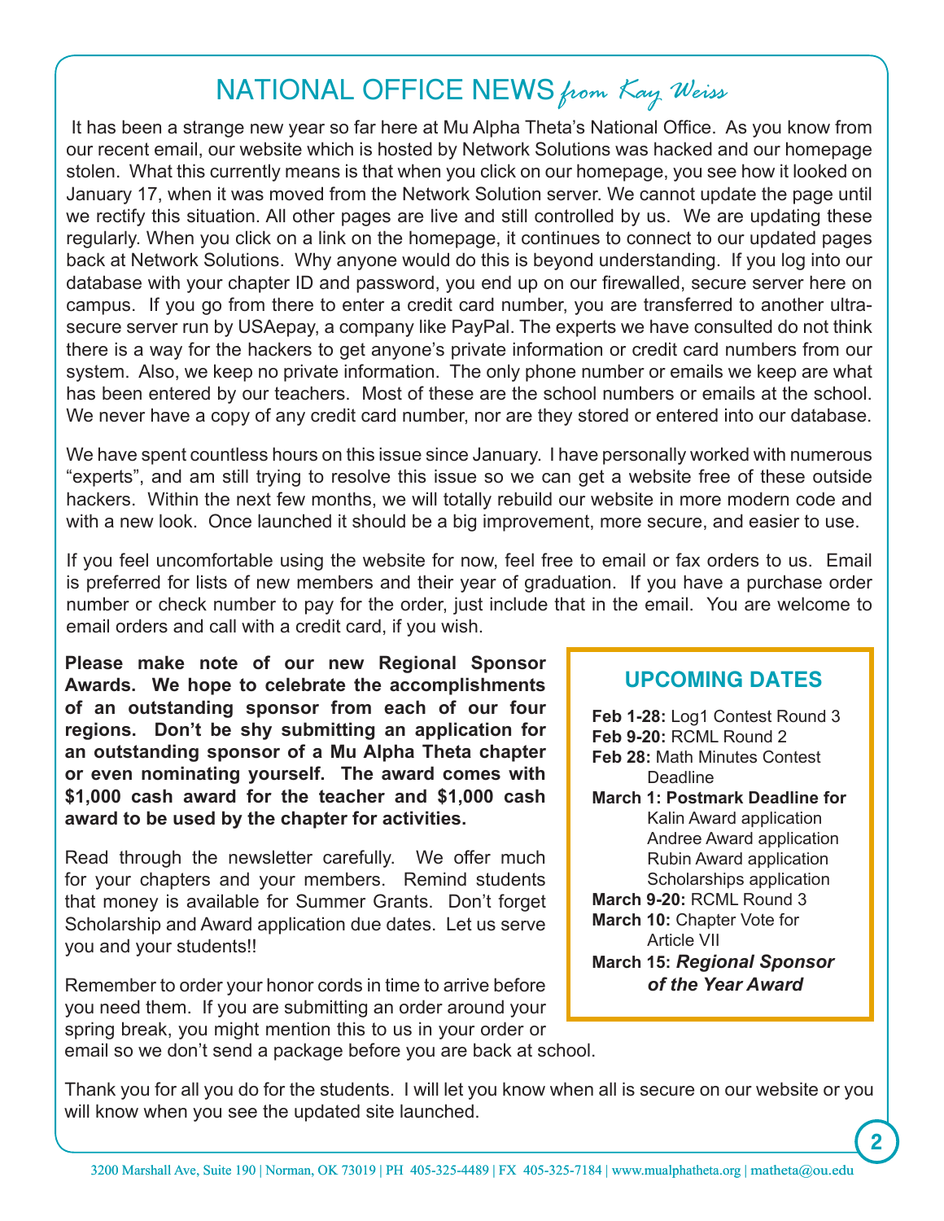# NATIONAL OFFICE NEWS *from Kay Weiss*

It has been a strange new year so far here at Mu Alpha Theta's National Office. As you know from our recent email, our website which is hosted by Network Solutions was hacked and our homepage stolen. What this currently means is that when you click on our homepage, you see how it looked on January 17, when it was moved from the Network Solution server. We cannot update the page until we rectify this situation. All other pages are live and still controlled by us. We are updating these regularly. When you click on a link on the homepage, it continues to connect to our updated pages back at Network Solutions. Why anyone would do this is beyond understanding. If you log into our database with your chapter ID and password, you end up on our firewalled, secure server here on campus. If you go from there to enter a credit card number, you are transferred to another ultra-secure server run by USAepay, a company like PayPal. The experts we have consulted do not think there is a way for the hackers to get anyone's private information or credit card numbers from our system. Also, we keep no private information. The only phone number or emails we keep are what has been entered by our teachers. Most of these are the school numbers or emails at the school. We never have a copy of any credit card number, nor are they stored or entered into our database.

We have spent countless hours on this issue since January. I have personally worked with numerous "experts", and am still trying to resolve this issue so we can get a website free of these outside hackers. Within the next few months, we will totally rebuild our website in more modern code and with a new look. Once launched it should be a big improvement, more secure, and easier to use.

If you feel uncomfortable using the website for now, feel free to email or fax orders to us. Email is preferred for lists of new members and their year of graduation. If you have a purchase order number or check number to pay for the order, just include that in the email. You are welcome to email orders and call with a credit card, if you wish.

**Please make note of our new Regional Sponsor Awards. We hope to celebrate the accomplishments of an outstanding sponsor from each of our four regions. Don't be shy submitting an application for an outstanding sponsor of a Mu Alpha Theta chapter or even nominating yourself. The award comes with $1,000 cash award for the teacher and $1,000 cash award to be used by the chapter for activities.**

Read through the newsletter carefully. We offer much for your chapters and your members. Remind students that money is available for Summer Grants. Don't forget Scholarship and Award application due dates. Let us serve you and your students!!

Remember to order your honor cords in time to arrive before you need them. If you are submitting an order around your spring break, you might mention this to us in your order or email so we don't send a package before you are back at school.

Thank you for all you do for the students. I will let you know when all is secure on our website or you will know when you see the updated site launched.

## UPCOMING DATES

- **Feb 1-28:** Log1 Contest Round 3
- **Feb 9-20:** RCML Round 2
- **Feb 28:** Math Minutes Contest Deadline
- **March 1: Postmark Deadline for**
  - Kalin Award application
  - Andree Award application
  - Rubin Award application
  - Scholarships application
- **March 9-20:** RCML Round 3
- **March 10:** Chapter Vote for Article VII
- **March 15:** ***Regional Sponsor of the Year Award***

3200 Marshall Ave, Suite 190 | Norman, OK 73019 | PH 405-325-4489 | FX 405-325-7184 | www.mualphatheta.org | matheta@ou.edu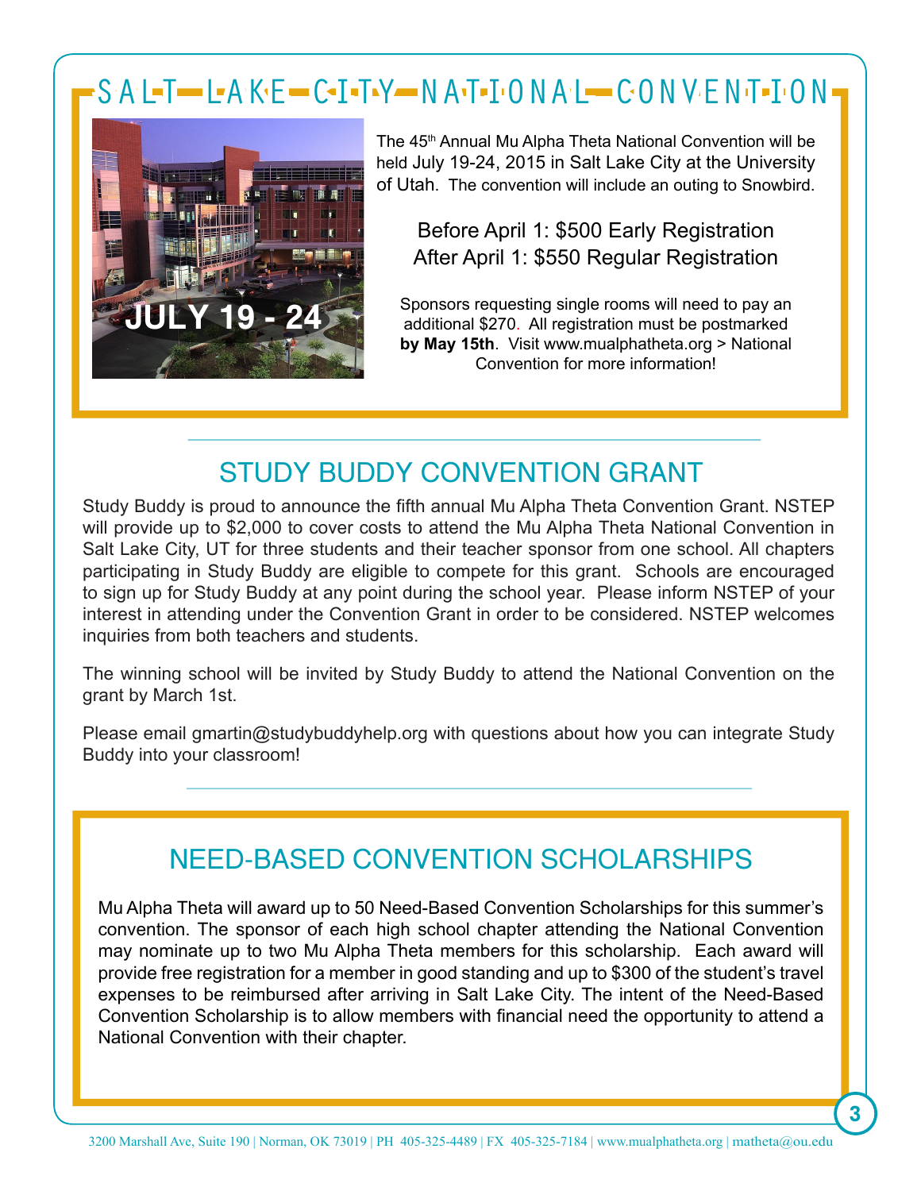# SALT LAKE CITY NATIONAL CONVENTION

JULY 19 - 24

The 45th Annual Mu Alpha Theta National Convention will be held July 19-24, 2015 in Salt Lake City at the University of Utah. The convention will include an outing to Snowbird.

Before April 1: $500 Early Registration
After April 1: $550 Regular Registration

Sponsors requesting single rooms will need to pay an additional $270. All registration must be postmarked **by May 15th**. Visit www.mualphatheta.org > National Convention for more information!

## STUDY BUDDY CONVENTION GRANT

Study Buddy is proud to announce the fifth annual Mu Alpha Theta Convention Grant. NSTEP will provide up to $2,000 to cover costs to attend the Mu Alpha Theta National Convention in Salt Lake City, UT for three students and their teacher sponsor from one school. All chapters participating in Study Buddy are eligible to compete for this grant. Schools are encouraged to sign up for Study Buddy at any point during the school year. Please inform NSTEP of your interest in attending under the Convention Grant in order to be considered. NSTEP welcomes inquiries from both teachers and students.

The winning school will be invited by Study Buddy to attend the National Convention on the grant by March 1st.

Please email gmartin@studybuddyhelp.org with questions about how you can integrate Study Buddy into your classroom!

## NEED-BASED CONVENTION SCHOLARSHIPS

Mu Alpha Theta will award up to 50 Need-Based Convention Scholarships for this summer's convention. The sponsor of each high school chapter attending the National Convention may nominate up to two Mu Alpha Theta members for this scholarship. Each award will provide free registration for a member in good standing and up to $300 of the student's travel expenses to be reimbursed after arriving in Salt Lake City. The intent of the Need-Based Convention Scholarship is to allow members with financial need the opportunity to attend a National Convention with their chapter.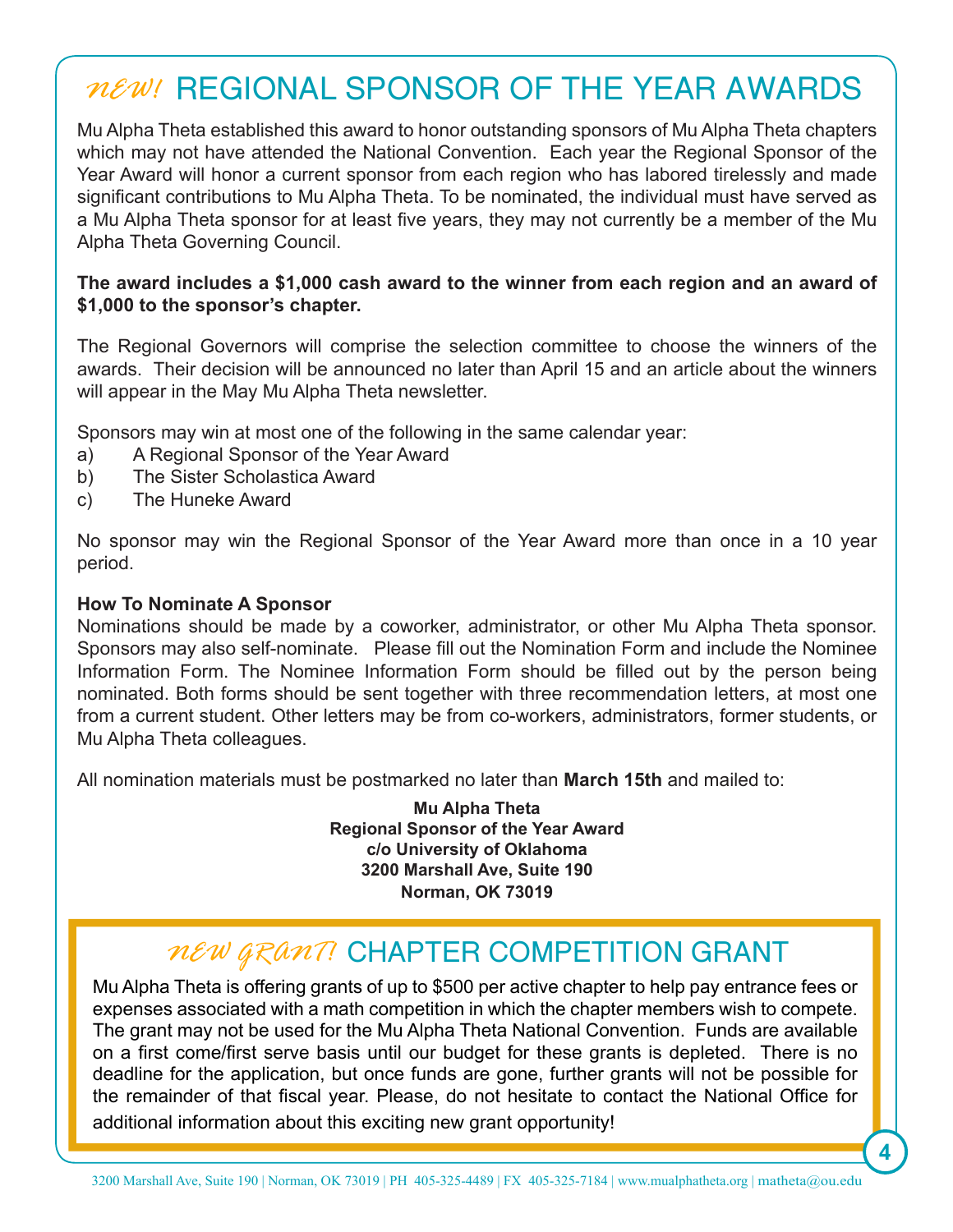# *NEW!* REGIONAL SPONSOR OF THE YEAR AWARDS

Mu Alpha Theta established this award to honor outstanding sponsors of Mu Alpha Theta chapters which may not have attended the National Convention. Each year the Regional Sponsor of the Year Award will honor a current sponsor from each region who has labored tirelessly and made significant contributions to Mu Alpha Theta. To be nominated, the individual must have served as a Mu Alpha Theta sponsor for at least five years, they may not currently be a member of the Mu Alpha Theta Governing Council.

**The award includes a $1,000 cash award to the winner from each region and an award of $1,000 to the sponsor's chapter.**

The Regional Governors will comprise the selection committee to choose the winners of the awards. Their decision will be announced no later than April 15 and an article about the winners will appear in the May Mu Alpha Theta newsletter.

Sponsors may win at most one of the following in the same calendar year:

a) A Regional Sponsor of the Year Award
b) The Sister Scholastica Award
c) The Huneke Award

No sponsor may win the Regional Sponsor of the Year Award more than once in a 10 year period.

**How To Nominate A Sponsor**

Nominations should be made by a coworker, administrator, or other Mu Alpha Theta sponsor. Sponsors may also self-nominate. Please fill out the Nomination Form and include the Nominee Information Form. The Nominee Information Form should be filled out by the person being nominated. Both forms should be sent together with three recommendation letters, at most one from a current student. Other letters may be from co-workers, administrators, former students, or Mu Alpha Theta colleagues.

All nomination materials must be postmarked no later than **March 15th** and mailed to:

**Mu Alpha Theta**
**Regional Sponsor of the Year Award**
**c/o University of Oklahoma**
**3200 Marshall Ave, Suite 190**
**Norman, OK 73019**

# *NEW GRANT!* CHAPTER COMPETITION GRANT

Mu Alpha Theta is offering grants of up to $500 per active chapter to help pay entrance fees or expenses associated with a math competition in which the chapter members wish to compete. The grant may not be used for the Mu Alpha Theta National Convention. Funds are available on a first come/first serve basis until our budget for these grants is depleted. There is no deadline for the application, but once funds are gone, further grants will not be possible for the remainder of that fiscal year. Please, do not hesitate to contact the National Office for additional information about this exciting new grant opportunity!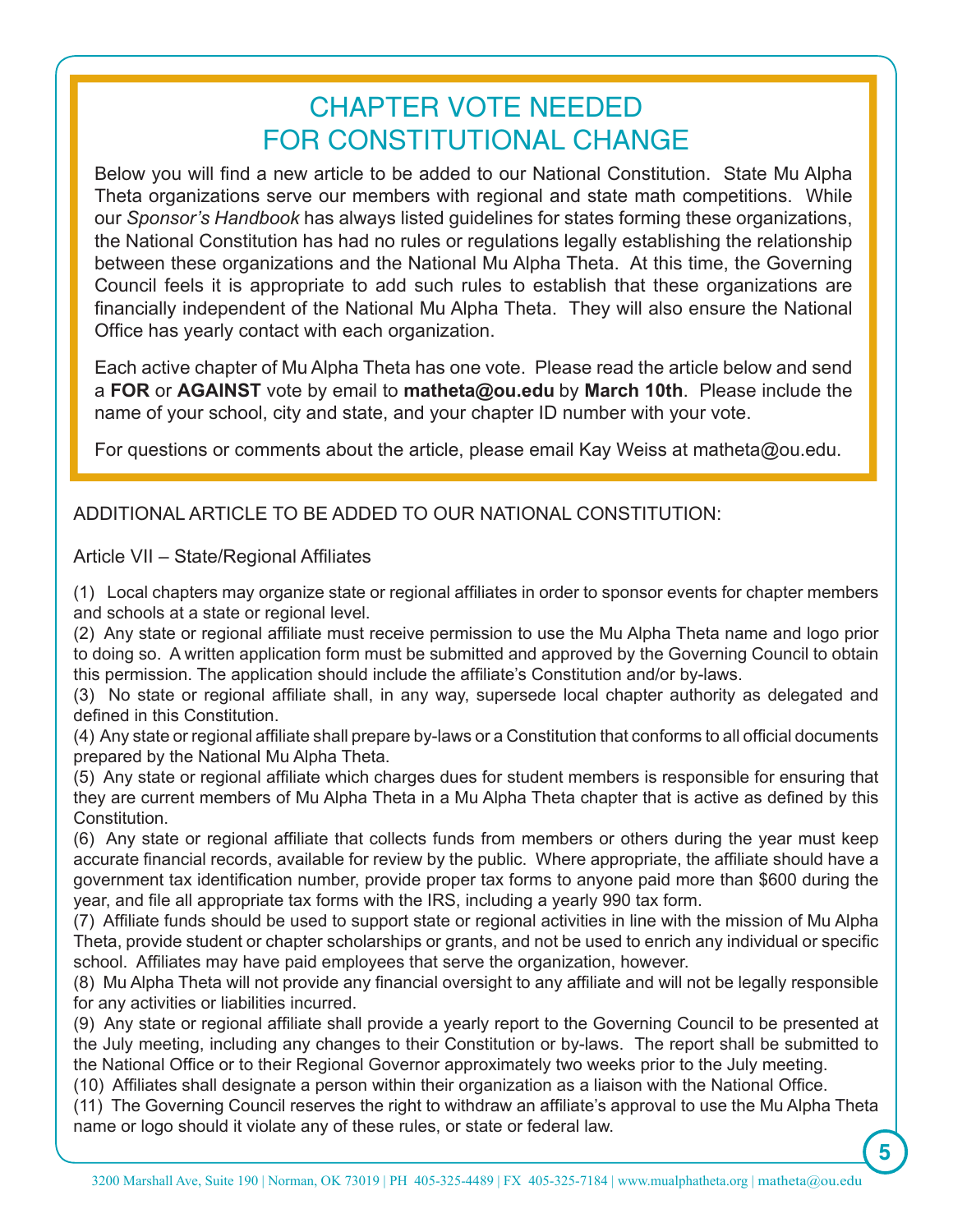# CHAPTER VOTE NEEDED FOR CONSTITUTIONAL CHANGE

Below you will find a new article to be added to our National Constitution. State Mu Alpha Theta organizations serve our members with regional and state math competitions. While our *Sponsor's Handbook* has always listed guidelines for states forming these organizations, the National Constitution has had no rules or regulations legally establishing the relationship between these organizations and the National Mu Alpha Theta. At this time, the Governing Council feels it is appropriate to add such rules to establish that these organizations are financially independent of the National Mu Alpha Theta. They will also ensure the National Office has yearly contact with each organization.

Each active chapter of Mu Alpha Theta has one vote. Please read the article below and send a **FOR** or **AGAINST** vote by email to **matheta@ou.edu** by **March 10th**. Please include the name of your school, city and state, and your chapter ID number with your vote.

For questions or comments about the article, please email Kay Weiss at matheta@ou.edu.

ADDITIONAL ARTICLE TO BE ADDED TO OUR NATIONAL CONSTITUTION:

Article VII – State/Regional Affiliates

(1) Local chapters may organize state or regional affiliates in order to sponsor events for chapter members and schools at a state or regional level.
(2) Any state or regional affiliate must receive permission to use the Mu Alpha Theta name and logo prior to doing so. A written application form must be submitted and approved by the Governing Council to obtain this permission. The application should include the affiliate's Constitution and/or by-laws.
(3) No state or regional affiliate shall, in any way, supersede local chapter authority as delegated and defined in this Constitution.
(4) Any state or regional affiliate shall prepare by-laws or a Constitution that conforms to all official documents prepared by the National Mu Alpha Theta.
(5) Any state or regional affiliate which charges dues for student members is responsible for ensuring that they are current members of Mu Alpha Theta in a Mu Alpha Theta chapter that is active as defined by this Constitution.
(6) Any state or regional affiliate that collects funds from members or others during the year must keep accurate financial records, available for review by the public. Where appropriate, the affiliate should have a government tax identification number, provide proper tax forms to anyone paid more than $600 during the year, and file all appropriate tax forms with the IRS, including a yearly 990 tax form.
(7) Affiliate funds should be used to support state or regional activities in line with the mission of Mu Alpha Theta, provide student or chapter scholarships or grants, and not be used to enrich any individual or specific school. Affiliates may have paid employees that serve the organization, however.
(8) Mu Alpha Theta will not provide any financial oversight to any affiliate and will not be legally responsible for any activities or liabilities incurred.
(9) Any state or regional affiliate shall provide a yearly report to the Governing Council to be presented at the July meeting, including any changes to their Constitution or by-laws. The report shall be submitted to the National Office or to their Regional Governor approximately two weeks prior to the July meeting.
(10) Affiliates shall designate a person within their organization as a liaison with the National Office.
(11) The Governing Council reserves the right to withdraw an affiliate's approval to use the Mu Alpha Theta name or logo should it violate any of these rules, or state or federal law.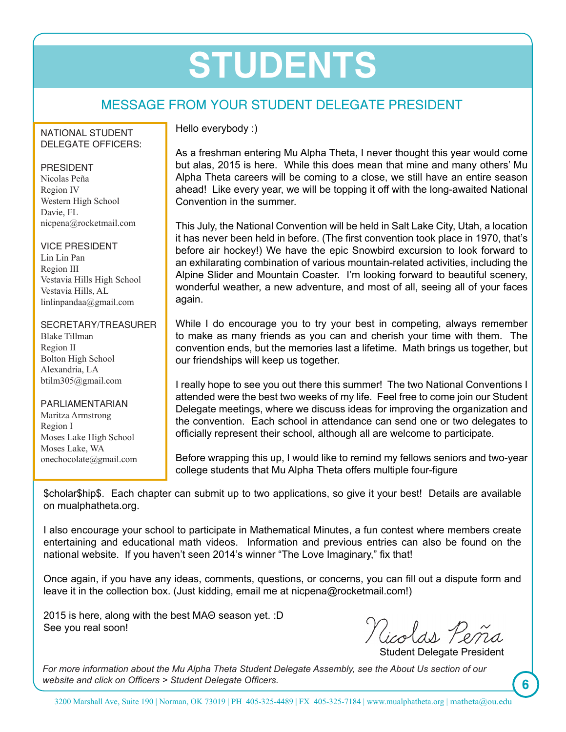# STUDENTS

## MESSAGE FROM YOUR STUDENT DELEGATE PRESIDENT

NATIONAL STUDENT DELEGATE OFFICERS:

PRESIDENT
Nicolas Peña
Region IV
Western High School
Davie, FL
nicpena@rocketmail.com

VICE PRESIDENT
Lin Lin Pan
Region III
Vestavia Hills High School
Vestavia Hills, AL
linlinpandaa@gmail.com

SECRETARY/TREASURER
Blake Tillman
Region II
Bolton High School
Alexandria, LA
btilm305@gmail.com

PARLIAMENTARIAN
Maritza Armstrong
Region I
Moses Lake High School
Moses Lake, WA
onechocolate@gmail.com

Hello everybody :)

As a freshman entering Mu Alpha Theta, I never thought this year would come but alas, 2015 is here. While this does mean that mine and many others' Mu Alpha Theta careers will be coming to a close, we still have an entire season ahead! Like every year, we will be topping it off with the long-awaited National Convention in the summer.

This July, the National Convention will be held in Salt Lake City, Utah, a location it has never been held in before. (The first convention took place in 1970, that's before air hockey!) We have the epic Snowbird excursion to look forward to an exhilarating combination of various mountain-related activities, including the Alpine Slider and Mountain Coaster. I'm looking forward to beautiful scenery, wonderful weather, a new adventure, and most of all, seeing all of your faces again.

While I do encourage you to try your best in competing, always remember to make as many friends as you can and cherish your time with them. The convention ends, but the memories last a lifetime. Math brings us together, but our friendships will keep us together.

I really hope to see you out there this summer! The two National Conventions I attended were the best two weeks of my life. Feel free to come join our Student Delegate meetings, where we discuss ideas for improving the organization and the convention. Each school in attendance can send one or two delegates to officially represent their school, although all are welcome to participate.

Before wrapping this up, I would like to remind my fellows seniors and two-year college students that Mu Alpha Theta offers multiple four-figure $cholar$hip$. Each chapter can submit up to two applications, so give it your best! Details are available on mualphatheta.org.

I also encourage your school to participate in Mathematical Minutes, a fun contest where members create entertaining and educational math videos. Information and previous entries can also be found on the national website. If you haven't seen 2014's winner "The Love Imaginary," fix that!

Once again, if you have any ideas, comments, questions, or concerns, you can fill out a dispute form and leave it in the collection box. (Just kidding, email me at nicpena@rocketmail.com!)

2015 is here, along with the best ΜΑΘ season yet. :D
See you real soon!

Nicolas Peña
Student Delegate President

*For more information about the Mu Alpha Theta Student Delegate Assembly, see the About Us section of our website and click on Officers > Student Delegate Officers.*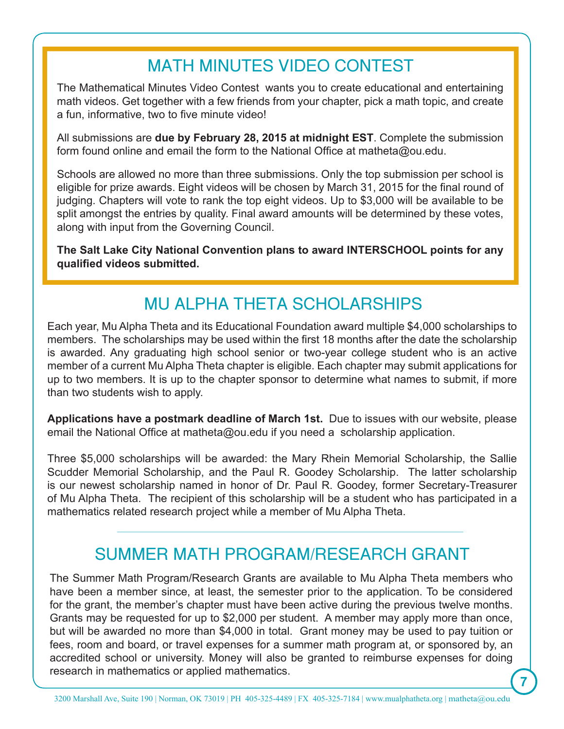## MATH MINUTES VIDEO CONTEST

The Mathematical Minutes Video Contest wants you to create educational and entertaining math videos. Get together with a few friends from your chapter, pick a math topic, and create a fun, informative, two to five minute video!

All submissions are **due by February 28, 2015 at midnight EST**. Complete the submission form found online and email the form to the National Office at matheta@ou.edu.

Schools are allowed no more than three submissions. Only the top submission per school is eligible for prize awards. Eight videos will be chosen by March 31, 2015 for the final round of judging. Chapters will vote to rank the top eight videos. Up to $3,000 will be available to be split amongst the entries by quality. Final award amounts will be determined by these votes, along with input from the Governing Council.

**The Salt Lake City National Convention plans to award INTERSCHOOL points for any qualified videos submitted.**

## MU ALPHA THETA SCHOLARSHIPS

Each year, Mu Alpha Theta and its Educational Foundation award multiple $4,000 scholarships to members. The scholarships may be used within the first 18 months after the date the scholarship is awarded. Any graduating high school senior or two-year college student who is an active member of a current Mu Alpha Theta chapter is eligible. Each chapter may submit applications for up to two members. It is up to the chapter sponsor to determine what names to submit, if more than two students wish to apply.

**Applications have a postmark deadline of March 1st.** Due to issues with our website, please email the National Office at matheta@ou.edu if you need a scholarship application.

Three $5,000 scholarships will be awarded: the Mary Rhein Memorial Scholarship, the Sallie Scudder Memorial Scholarship, and the Paul R. Goodey Scholarship. The latter scholarship is our newest scholarship named in honor of Dr. Paul R. Goodey, former Secretary-Treasurer of Mu Alpha Theta. The recipient of this scholarship will be a student who has participated in a mathematics related research project while a member of Mu Alpha Theta.

## SUMMER MATH PROGRAM/RESEARCH GRANT

The Summer Math Program/Research Grants are available to Mu Alpha Theta members who have been a member since, at least, the semester prior to the application. To be considered for the grant, the member's chapter must have been active during the previous twelve months. Grants may be requested for up to $2,000 per student. A member may apply more than once, but will be awarded no more than $4,000 in total. Grant money may be used to pay tuition or fees, room and board, or travel expenses for a summer math program at, or sponsored by, an accredited school or university. Money will also be granted to reimburse expenses for doing research in mathematics or applied mathematics.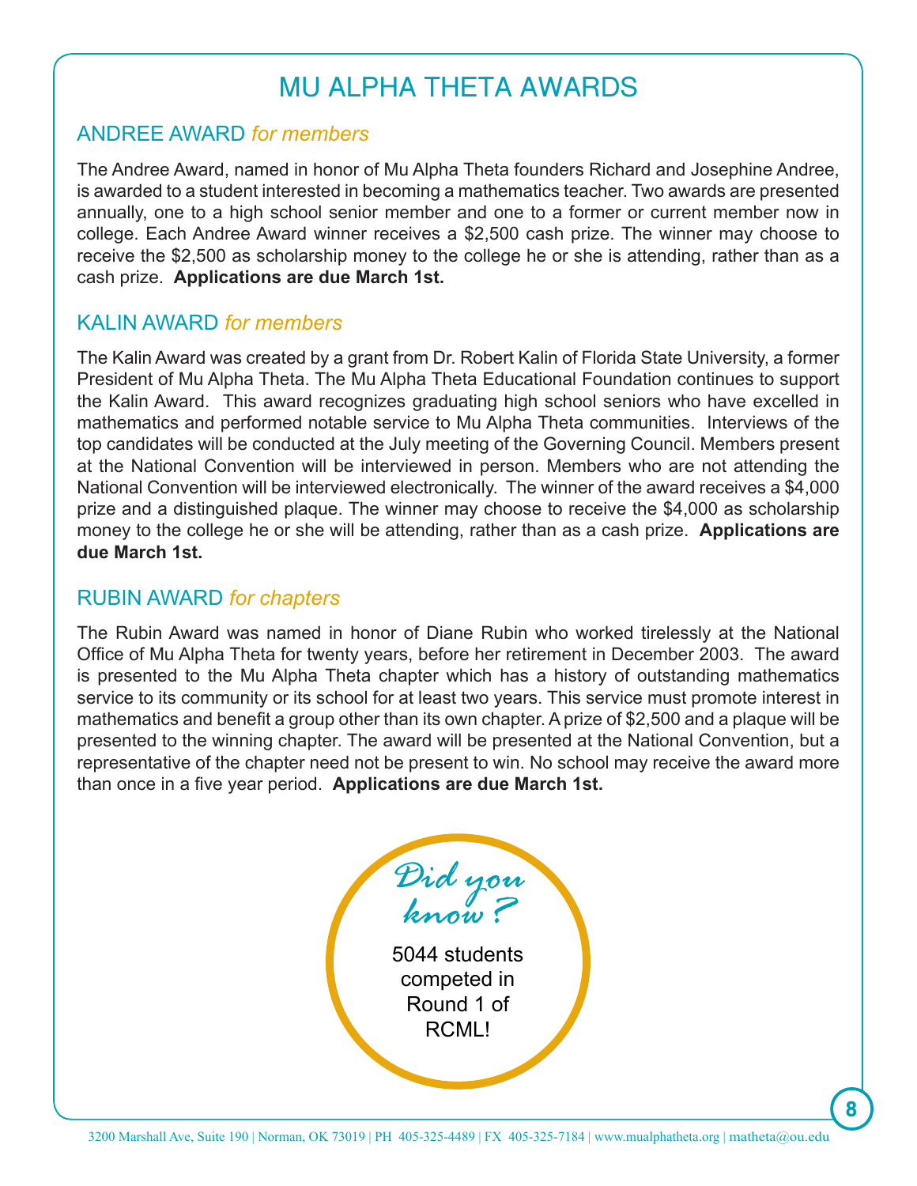# MU ALPHA THETA AWARDS

## ANDREE AWARD *for members*

The Andree Award, named in honor of Mu Alpha Theta founders Richard and Josephine Andree, is awarded to a student interested in becoming a mathematics teacher. Two awards are presented annually, one to a high school senior member and one to a former or current member now in college. Each Andree Award winner receives a $2,500 cash prize. The winner may choose to receive the $2,500 as scholarship money to the college he or she is attending, rather than as a cash prize. **Applications are due March 1st.**

## KALIN AWARD *for members*

The Kalin Award was created by a grant from Dr. Robert Kalin of Florida State University, a former President of Mu Alpha Theta. The Mu Alpha Theta Educational Foundation continues to support the Kalin Award. This award recognizes graduating high school seniors who have excelled in mathematics and performed notable service to Mu Alpha Theta communities. Interviews of the top candidates will be conducted at the July meeting of the Governing Council. Members present at the National Convention will be interviewed in person. Members who are not attending the National Convention will be interviewed electronically. The winner of the award receives a $4,000 prize and a distinguished plaque. The winner may choose to receive the $4,000 as scholarship money to the college he or she will be attending, rather than as a cash prize. **Applications are due March 1st.**

## RUBIN AWARD *for chapters*

The Rubin Award was named in honor of Diane Rubin who worked tirelessly at the National Office of Mu Alpha Theta for twenty years, before her retirement in December 2003. The award is presented to the Mu Alpha Theta chapter which has a history of outstanding mathematics service to its community or its school for at least two years. This service must promote interest in mathematics and benefit a group other than its own chapter. A prize of $2,500 and a plaque will be presented to the winning chapter. The award will be presented at the National Convention, but a representative of the chapter need not be present to win. No school may receive the award more than once in a five year period. **Applications are due March 1st.**

*Did you know?*

5044 students competed in Round 1 of RCML!